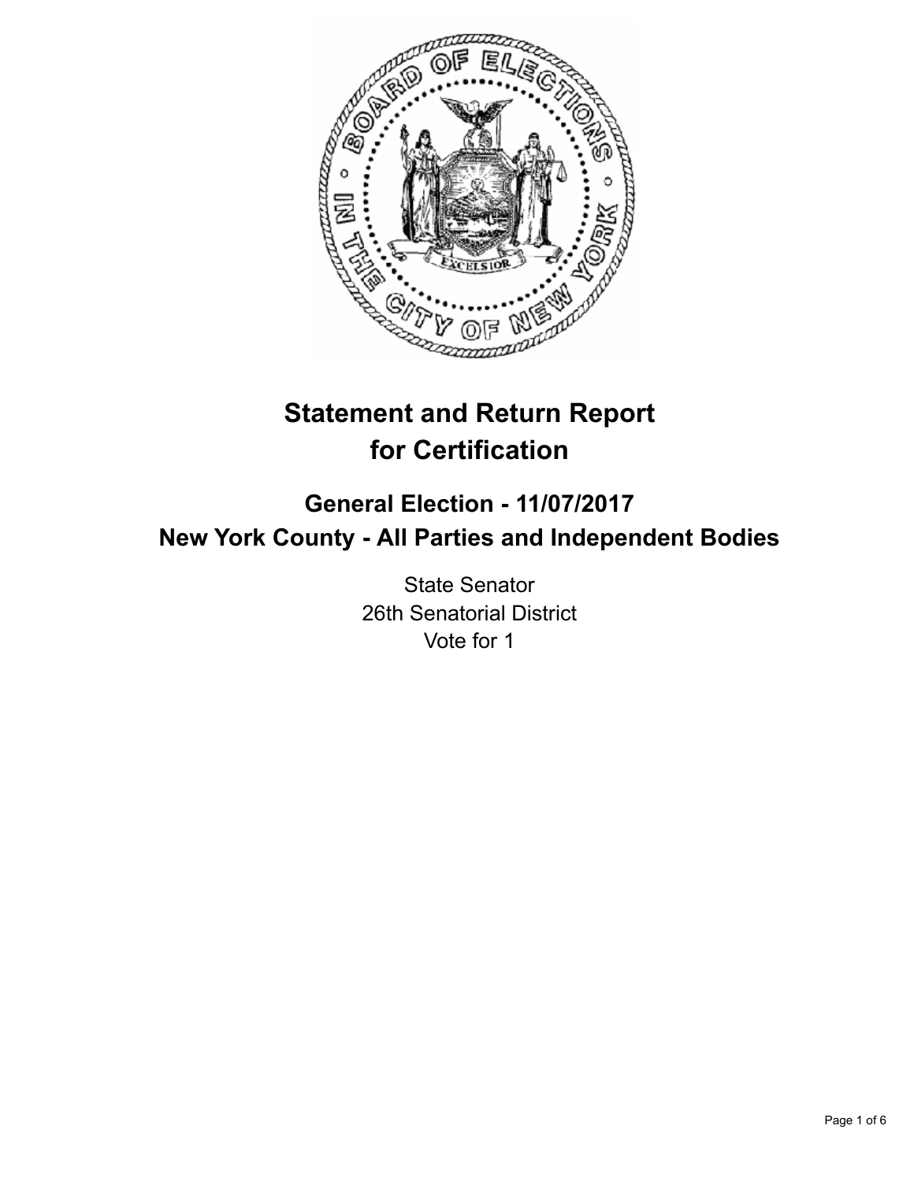# Statement and Return Report for Certification

## General Election - 11/07/2017
## New York County - All Parties and Independent Bodies

State Senator
26th Senatorial District
Vote for 1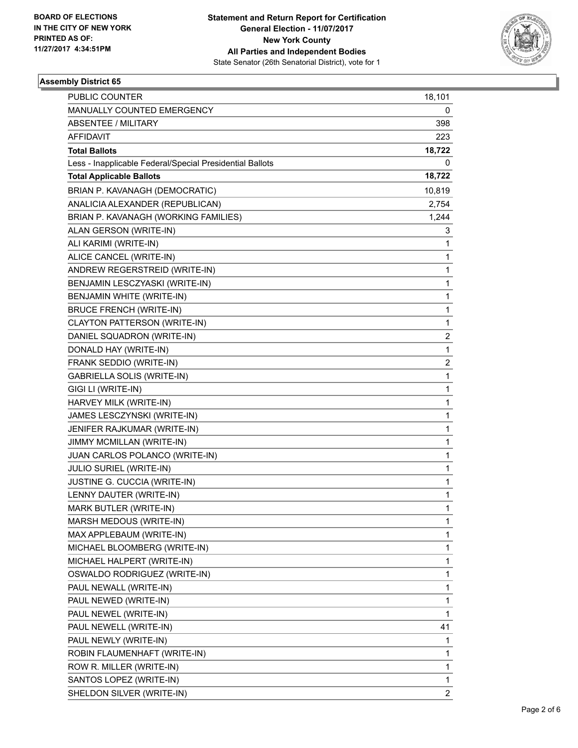**BOARD OF ELECTIONS IN THE CITY OF NEW YORK PRINTED AS OF: 11/27/2017 4:34:51PM**

**Statement and Return Report for Certification**
**General Election - 11/07/2017**
**New York County**
**All Parties and Independent Bodies**
State Senator (26th Senatorial District), vote for 1

### Assembly District 65

| | |
|---|---|
| PUBLIC COUNTER | 18,101 |
| MANUALLY COUNTED EMERGENCY | 0 |
| ABSENTEE / MILITARY | 398 |
| AFFIDAVIT | 223 |
| **Total Ballots** | **18,722** |
| Less - Inapplicable Federal/Special Presidential Ballots | 0 |
| **Total Applicable Ballots** | **18,722** |
| BRIAN P. KAVANAGH (DEMOCRATIC) | 10,819 |
| ANALICIA ALEXANDER (REPUBLICAN) | 2,754 |
| BRIAN P. KAVANAGH (WORKING FAMILIES) | 1,244 |
| ALAN GERSON (WRITE-IN) | 3 |
| ALI KARIMI (WRITE-IN) | 1 |
| ALICE CANCEL (WRITE-IN) | 1 |
| ANDREW REGERSTREID (WRITE-IN) | 1 |
| BENJAMIN LESCZYASKI (WRITE-IN) | 1 |
| BENJAMIN WHITE (WRITE-IN) | 1 |
| BRUCE FRENCH (WRITE-IN) | 1 |
| CLAYTON PATTERSON (WRITE-IN) | 1 |
| DANIEL SQUADRON (WRITE-IN) | 2 |
| DONALD HAY (WRITE-IN) | 1 |
| FRANK SEDDIO (WRITE-IN) | 2 |
| GABRIELLA SOLIS (WRITE-IN) | 1 |
| GIGI LI (WRITE-IN) | 1 |
| HARVEY MILK (WRITE-IN) | 1 |
| JAMES LESCZYNSKI (WRITE-IN) | 1 |
| JENIFER RAJKUMAR (WRITE-IN) | 1 |
| JIMMY MCMILLAN (WRITE-IN) | 1 |
| JUAN CARLOS POLANCO (WRITE-IN) | 1 |
| JULIO SURIEL (WRITE-IN) | 1 |
| JUSTINE G. CUCCIA (WRITE-IN) | 1 |
| LENNY DAUTER (WRITE-IN) | 1 |
| MARK BUTLER (WRITE-IN) | 1 |
| MARSH MEDOUS (WRITE-IN) | 1 |
| MAX APPLEBAUM (WRITE-IN) | 1 |
| MICHAEL BLOOMBERG (WRITE-IN) | 1 |
| MICHAEL HALPERT (WRITE-IN) | 1 |
| OSWALDO RODRIGUEZ (WRITE-IN) | 1 |
| PAUL NEWALL (WRITE-IN) | 1 |
| PAUL NEWED (WRITE-IN) | 1 |
| PAUL NEWEL (WRITE-IN) | 1 |
| PAUL NEWELL (WRITE-IN) | 41 |
| PAUL NEWLY (WRITE-IN) | 1 |
| ROBIN FLAUMENHAFT (WRITE-IN) | 1 |
| ROW R. MILLER (WRITE-IN) | 1 |
| SANTOS LOPEZ (WRITE-IN) | 1 |
| SHELDON SILVER (WRITE-IN) | 2 |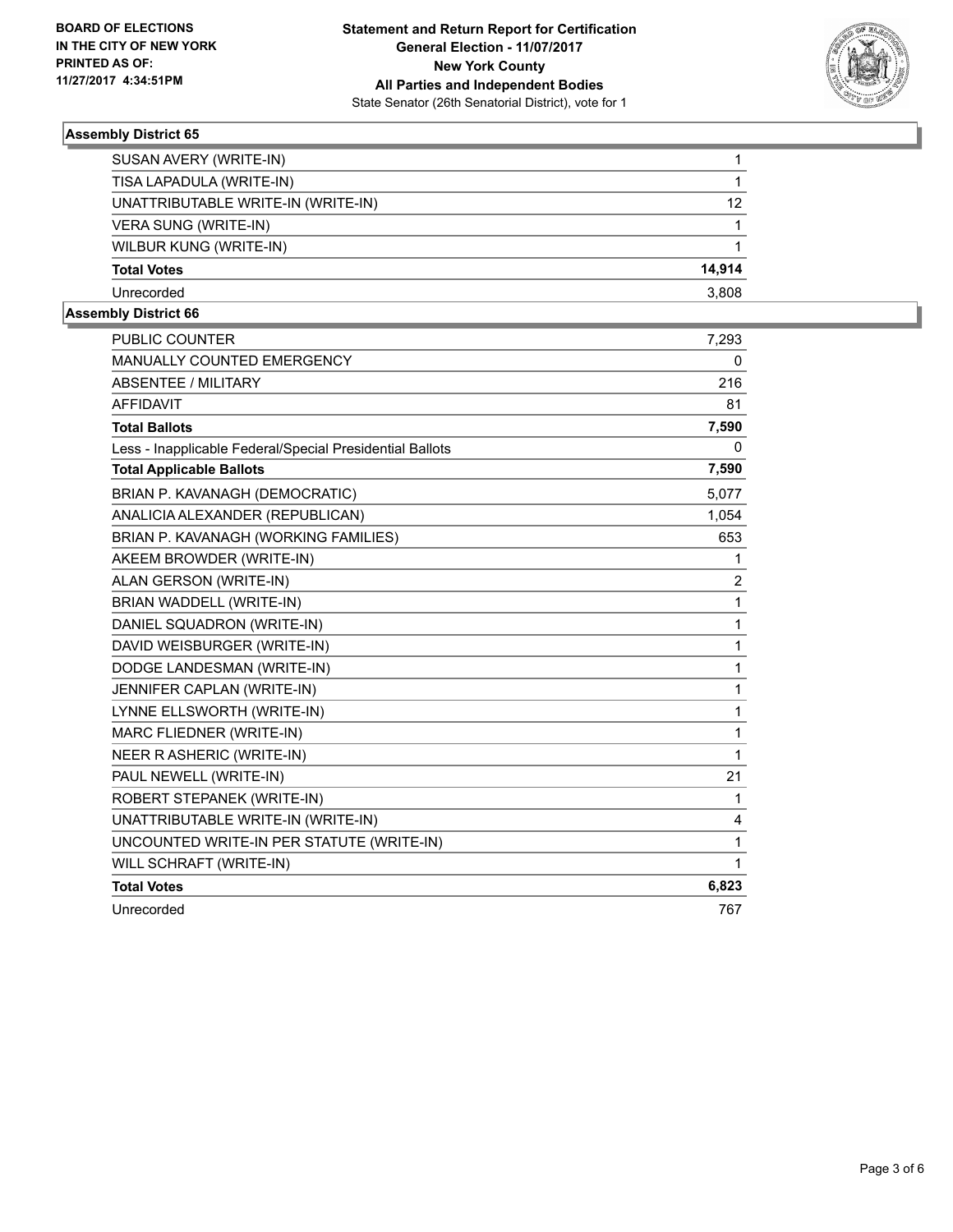### Assembly District 65

| | |
|---|---|
| SUSAN AVERY (WRITE-IN) | 1 |
| TISA LAPADULA (WRITE-IN) | 1 |
| UNATTRIBUTABLE WRITE-IN (WRITE-IN) | 12 |
| VERA SUNG (WRITE-IN) | 1 |
| WILBUR KUNG (WRITE-IN) | 1 |
| **Total Votes** | **14,914** |
| Unrecorded | 3,808 |

### Assembly District 66

| | |
|---|---|
| PUBLIC COUNTER | 7,293 |
| MANUALLY COUNTED EMERGENCY | 0 |
| ABSENTEE / MILITARY | 216 |
| AFFIDAVIT | 81 |
| **Total Ballots** | **7,590** |
| Less - Inapplicable Federal/Special Presidential Ballots | 0 |
| **Total Applicable Ballots** | **7,590** |
| BRIAN P. KAVANAGH (DEMOCRATIC) | 5,077 |
| ANALICIA ALEXANDER (REPUBLICAN) | 1,054 |
| BRIAN P. KAVANAGH (WORKING FAMILIES) | 653 |
| AKEEM BROWDER (WRITE-IN) | 1 |
| ALAN GERSON (WRITE-IN) | 2 |
| BRIAN WADDELL (WRITE-IN) | 1 |
| DANIEL SQUADRON (WRITE-IN) | 1 |
| DAVID WEISBURGER (WRITE-IN) | 1 |
| DODGE LANDESMAN (WRITE-IN) | 1 |
| JENNIFER CAPLAN (WRITE-IN) | 1 |
| LYNNE ELLSWORTH (WRITE-IN) | 1 |
| MARC FLIEDNER (WRITE-IN) | 1 |
| NEER R ASHERIC (WRITE-IN) | 1 |
| PAUL NEWELL (WRITE-IN) | 21 |
| ROBERT STEPANEK (WRITE-IN) | 1 |
| UNATTRIBUTABLE WRITE-IN (WRITE-IN) | 4 |
| UNCOUNTED WRITE-IN PER STATUTE (WRITE-IN) | 1 |
| WILL SCHRAFT (WRITE-IN) | 1 |
| **Total Votes** | **6,823** |
| Unrecorded | 767 |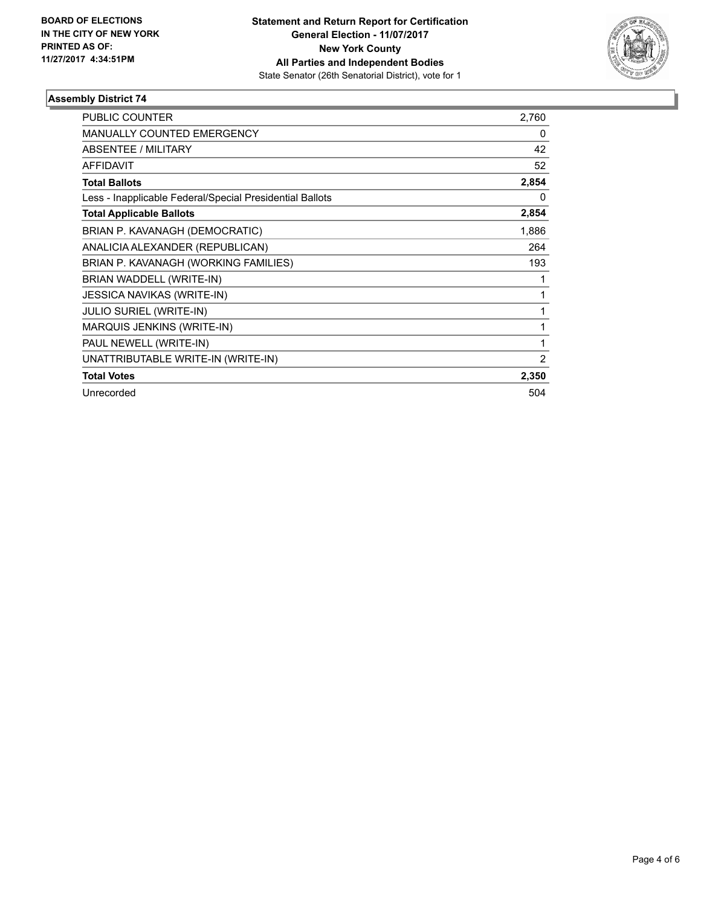BOARD OF ELECTIONS
IN THE CITY OF NEW YORK
PRINTED AS OF:
11/27/2017 4:34:51PM

**Statement and Return Report for Certification**
**General Election - 11/07/2017**
**New York County**
**All Parties and Independent Bodies**
State Senator (26th Senatorial District), vote for 1

## Assembly District 74

| | |
|---|---|
| PUBLIC COUNTER | 2,760 |
| MANUALLY COUNTED EMERGENCY | 0 |
| ABSENTEE / MILITARY | 42 |
| AFFIDAVIT | 52 |
| **Total Ballots** | **2,854** |
| Less - Inapplicable Federal/Special Presidential Ballots | 0 |
| **Total Applicable Ballots** | **2,854** |
| BRIAN P. KAVANAGH (DEMOCRATIC) | 1,886 |
| ANALICIA ALEXANDER (REPUBLICAN) | 264 |
| BRIAN P. KAVANAGH (WORKING FAMILIES) | 193 |
| BRIAN WADDELL (WRITE-IN) | 1 |
| JESSICA NAVIKAS (WRITE-IN) | 1 |
| JULIO SURIEL (WRITE-IN) | 1 |
| MARQUIS JENKINS (WRITE-IN) | 1 |
| PAUL NEWELL (WRITE-IN) | 1 |
| UNATTRIBUTABLE WRITE-IN (WRITE-IN) | 2 |
| **Total Votes** | **2,350** |
| Unrecorded | 504 |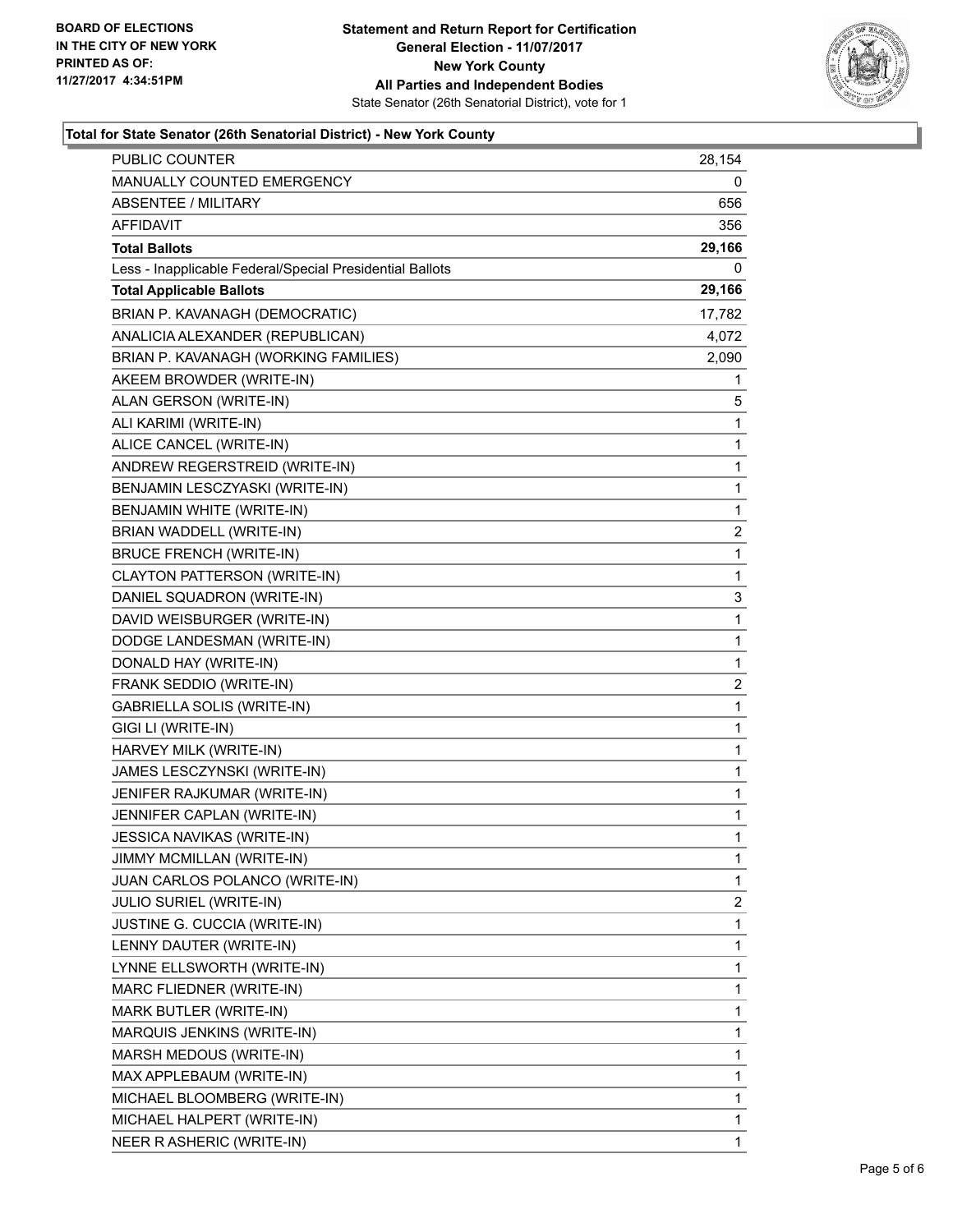BOARD OF ELECTIONS
IN THE CITY OF NEW YORK
PRINTED AS OF:
11/27/2017 4:34:51PM

**Statement and Return Report for Certification**
**General Election - 11/07/2017**
**New York County**
**All Parties and Independent Bodies**
State Senator (26th Senatorial District), vote for 1

### Total for State Senator (26th Senatorial District) - New York County

| | |
|---|---|
| PUBLIC COUNTER | 28,154 |
| MANUALLY COUNTED EMERGENCY | 0 |
| ABSENTEE / MILITARY | 656 |
| AFFIDAVIT | 356 |
| **Total Ballots** | **29,166** |
| Less - Inapplicable Federal/Special Presidential Ballots | 0 |
| **Total Applicable Ballots** | **29,166** |
| BRIAN P. KAVANAGH (DEMOCRATIC) | 17,782 |
| ANALICIA ALEXANDER (REPUBLICAN) | 4,072 |
| BRIAN P. KAVANAGH (WORKING FAMILIES) | 2,090 |
| AKEEM BROWDER (WRITE-IN) | 1 |
| ALAN GERSON (WRITE-IN) | 5 |
| ALI KARIMI (WRITE-IN) | 1 |
| ALICE CANCEL (WRITE-IN) | 1 |
| ANDREW REGERSTREID (WRITE-IN) | 1 |
| BENJAMIN LESCZYASKI (WRITE-IN) | 1 |
| BENJAMIN WHITE (WRITE-IN) | 1 |
| BRIAN WADDELL (WRITE-IN) | 2 |
| BRUCE FRENCH (WRITE-IN) | 1 |
| CLAYTON PATTERSON (WRITE-IN) | 1 |
| DANIEL SQUADRON (WRITE-IN) | 3 |
| DAVID WEISBURGER (WRITE-IN) | 1 |
| DODGE LANDESMAN (WRITE-IN) | 1 |
| DONALD HAY (WRITE-IN) | 1 |
| FRANK SEDDIO (WRITE-IN) | 2 |
| GABRIELLA SOLIS (WRITE-IN) | 1 |
| GIGI LI (WRITE-IN) | 1 |
| HARVEY MILK (WRITE-IN) | 1 |
| JAMES LESCZYNSKI (WRITE-IN) | 1 |
| JENIFER RAJKUMAR (WRITE-IN) | 1 |
| JENNIFER CAPLAN (WRITE-IN) | 1 |
| JESSICA NAVIKAS (WRITE-IN) | 1 |
| JIMMY MCMILLAN (WRITE-IN) | 1 |
| JUAN CARLOS POLANCO (WRITE-IN) | 1 |
| JULIO SURIEL (WRITE-IN) | 2 |
| JUSTINE G. CUCCIA (WRITE-IN) | 1 |
| LENNY DAUTER (WRITE-IN) | 1 |
| LYNNE ELLSWORTH (WRITE-IN) | 1 |
| MARC FLIEDNER (WRITE-IN) | 1 |
| MARK BUTLER (WRITE-IN) | 1 |
| MARQUIS JENKINS (WRITE-IN) | 1 |
| MARSH MEDOUS (WRITE-IN) | 1 |
| MAX APPLEBAUM (WRITE-IN) | 1 |
| MICHAEL BLOOMBERG (WRITE-IN) | 1 |
| MICHAEL HALPERT (WRITE-IN) | 1 |
| NEER R ASHERIC (WRITE-IN) | 1 |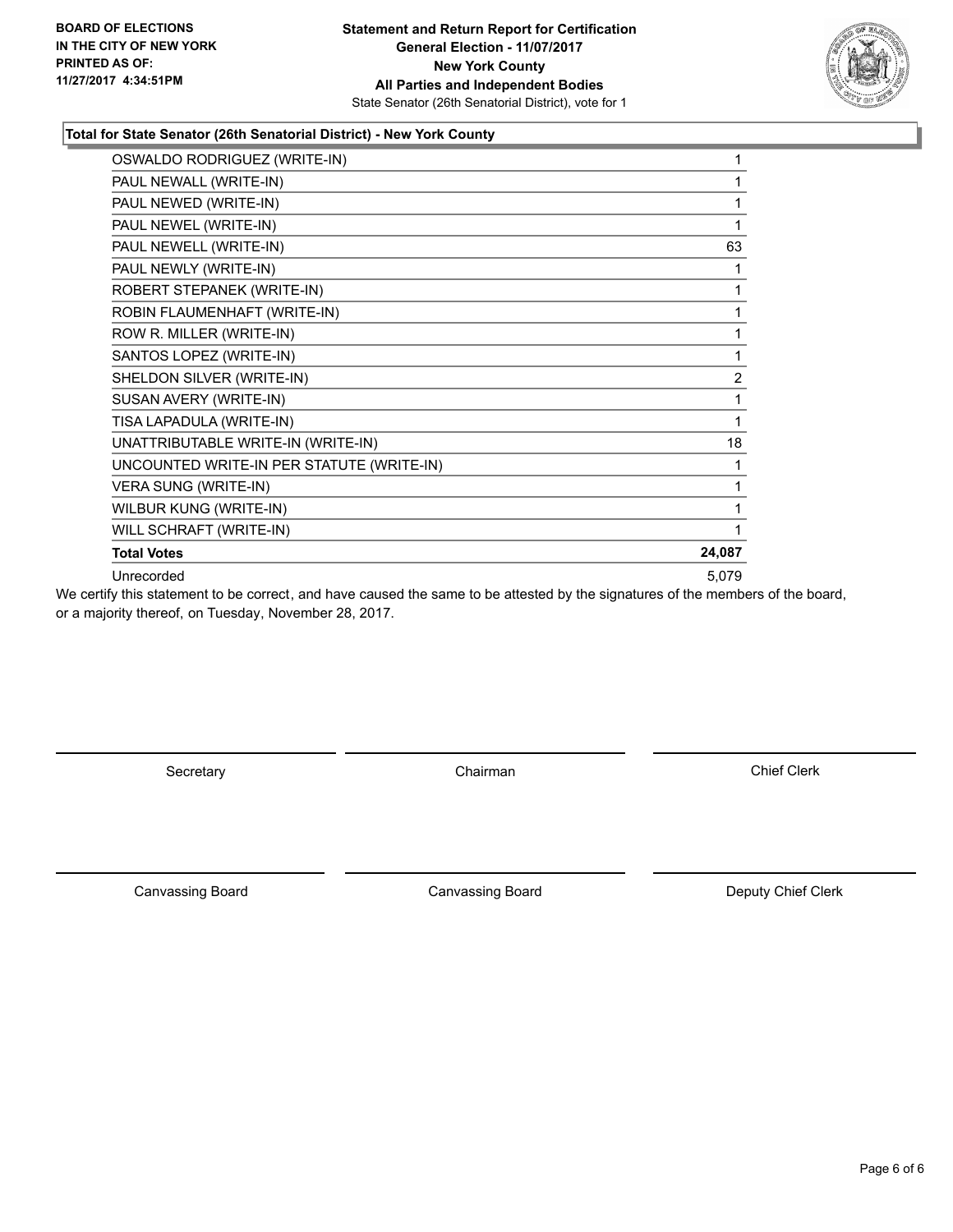**BOARD OF ELECTIONS IN THE CITY OF NEW YORK PRINTED AS OF: 11/27/2017 4:34:51PM**

**Statement and Return Report for Certification General Election - 11/07/2017 New York County All Parties and Independent Bodies**

State Senator (26th Senatorial District), vote for 1

**Total for State Senator (26th Senatorial District) - New York County**

| | |
|---|---|
| OSWALDO RODRIGUEZ (WRITE-IN) | 1 |
| PAUL NEWALL (WRITE-IN) | 1 |
| PAUL NEWED (WRITE-IN) | 1 |
| PAUL NEWEL (WRITE-IN) | 1 |
| PAUL NEWELL (WRITE-IN) | 63 |
| PAUL NEWLY (WRITE-IN) | 1 |
| ROBERT STEPANEK (WRITE-IN) | 1 |
| ROBIN FLAUMENHAFT (WRITE-IN) | 1 |
| ROW R. MILLER (WRITE-IN) | 1 |
| SANTOS LOPEZ (WRITE-IN) | 1 |
| SHELDON SILVER (WRITE-IN) | 2 |
| SUSAN AVERY (WRITE-IN) | 1 |
| TISA LAPADULA (WRITE-IN) | 1 |
| UNATTRIBUTABLE WRITE-IN (WRITE-IN) | 18 |
| UNCOUNTED WRITE-IN PER STATUTE (WRITE-IN) | 1 |
| VERA SUNG (WRITE-IN) | 1 |
| WILBUR KUNG (WRITE-IN) | 1 |
| WILL SCHRAFT (WRITE-IN) | 1 |
| **Total Votes** | **24,087** |
| Unrecorded | 5,079 |

We certify this statement to be correct, and have caused the same to be attested by the signatures of the members of the board, or a majority thereof, on Tuesday, November 28, 2017.

Secretary

Chairman

Chief Clerk

Canvassing Board

Canvassing Board

Deputy Chief Clerk